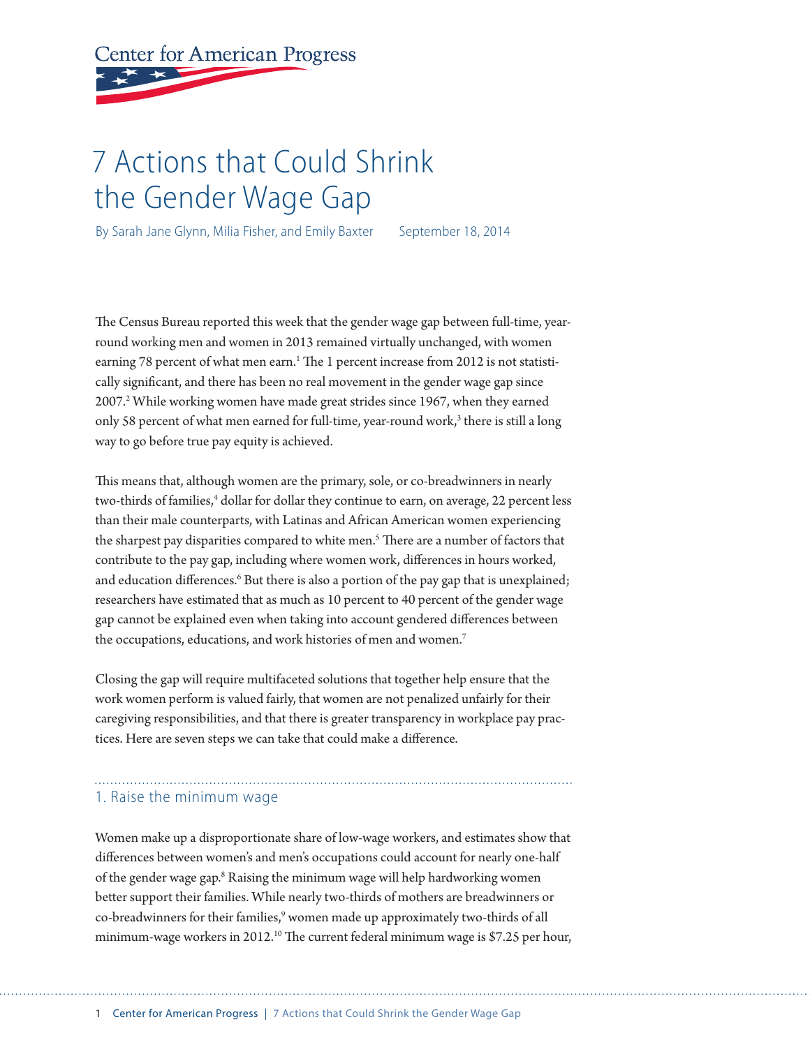Center for American Progress

# 7 Actions that Could Shrink the Gender Wage Gap

By Sarah Jane Glynn, Milia Fisher, and Emily Baxter     September 18, 2014

The Census Bureau reported this week that the gender wage gap between full-time, year-round working men and women in 2013 remained virtually unchanged, with women earning 78 percent of what men earn.[1] The 1 percent increase from 2012 is not statistically significant, and there has been no real movement in the gender wage gap since 2007.[2] While working women have made great strides since 1967, when they earned only 58 percent of what men earned for full-time, year-round work,[3] there is still a long way to go before true pay equity is achieved.

This means that, although women are the primary, sole, or co-breadwinners in nearly two-thirds of families,[4] dollar for dollar they continue to earn, on average, 22 percent less than their male counterparts, with Latinas and African American women experiencing the sharpest pay disparities compared to white men.[5] There are a number of factors that contribute to the pay gap, including where women work, differences in hours worked, and education differences.[6] But there is also a portion of the pay gap that is unexplained; researchers have estimated that as much as 10 percent to 40 percent of the gender wage gap cannot be explained even when taking into account gendered differences between the occupations, educations, and work histories of men and women.[7]

Closing the gap will require multifaceted solutions that together help ensure that the work women perform is valued fairly, that women are not penalized unfairly for their caregiving responsibilities, and that there is greater transparency in workplace pay practices. Here are seven steps we can take that could make a difference.

## 1. Raise the minimum wage

Women make up a disproportionate share of low-wage workers, and estimates show that differences between women's and men's occupations could account for nearly one-half of the gender wage gap.[8] Raising the minimum wage will help hardworking women better support their families. While nearly two-thirds of mothers are breadwinners or co-breadwinners for their families,[9] women made up approximately two-thirds of all minimum-wage workers in 2012.[10] The current federal minimum wage is $7.25 per hour,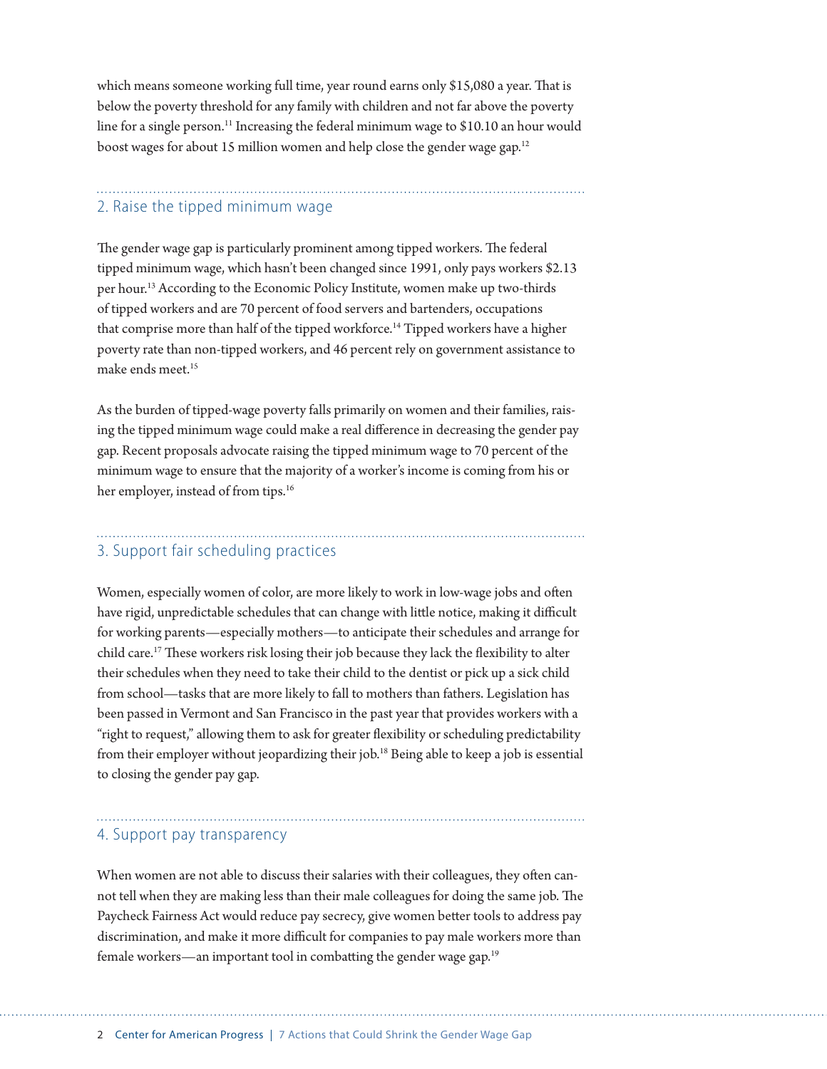which means someone working full time, year round earns only $15,080 a year. That is below the poverty threshold for any family with children and not far above the poverty line for a single person.[11] Increasing the federal minimum wage to $10.10 an hour would boost wages for about 15 million women and help close the gender wage gap.[12]

## 2. Raise the tipped minimum wage

The gender wage gap is particularly prominent among tipped workers. The federal tipped minimum wage, which hasn't been changed since 1991, only pays workers $2.13 per hour.[13] According to the Economic Policy Institute, women make up two-thirds of tipped workers and are 70 percent of food servers and bartenders, occupations that comprise more than half of the tipped workforce.[14] Tipped workers have a higher poverty rate than non-tipped workers, and 46 percent rely on government assistance to make ends meet.[15]

As the burden of tipped-wage poverty falls primarily on women and their families, raising the tipped minimum wage could make a real difference in decreasing the gender pay gap. Recent proposals advocate raising the tipped minimum wage to 70 percent of the minimum wage to ensure that the majority of a worker's income is coming from his or her employer, instead of from tips.[16]

## 3. Support fair scheduling practices

Women, especially women of color, are more likely to work in low-wage jobs and often have rigid, unpredictable schedules that can change with little notice, making it difficult for working parents—especially mothers—to anticipate their schedules and arrange for child care.[17] These workers risk losing their job because they lack the flexibility to alter their schedules when they need to take their child to the dentist or pick up a sick child from school—tasks that are more likely to fall to mothers than fathers. Legislation has been passed in Vermont and San Francisco in the past year that provides workers with a "right to request," allowing them to ask for greater flexibility or scheduling predictability from their employer without jeopardizing their job.[18] Being able to keep a job is essential to closing the gender pay gap.

## 4. Support pay transparency

When women are not able to discuss their salaries with their colleagues, they often cannot tell when they are making less than their male colleagues for doing the same job. The Paycheck Fairness Act would reduce pay secrecy, give women better tools to address pay discrimination, and make it more difficult for companies to pay male workers more than female workers—an important tool in combatting the gender wage gap.[19]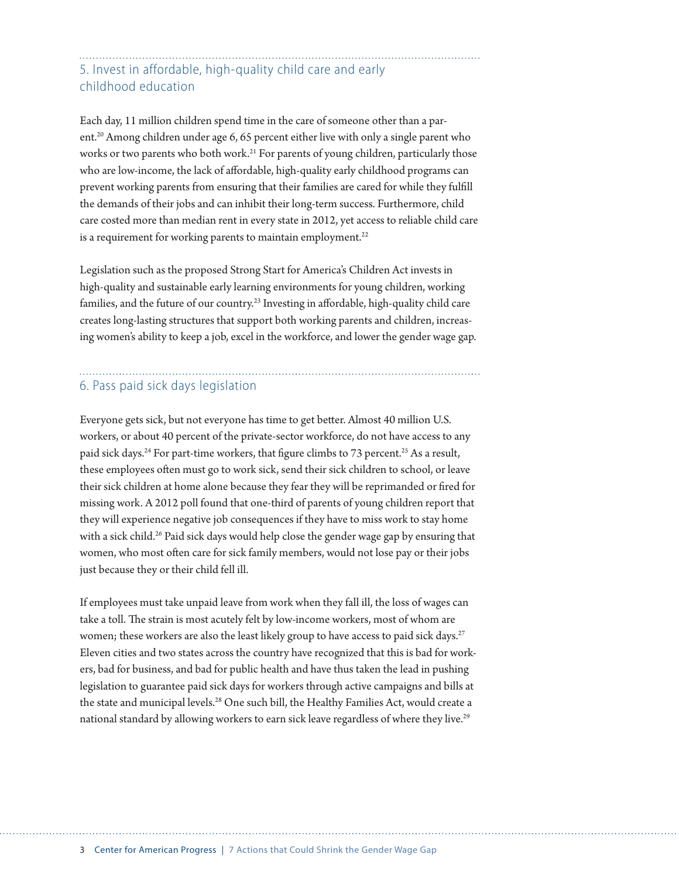## 5. Invest in affordable, high-quality child care and early childhood education

Each day, 11 million children spend time in the care of someone other than a parent.[20] Among children under age 6, 65 percent either live with only a single parent who works or two parents who both work.[21] For parents of young children, particularly those who are low-income, the lack of affordable, high-quality early childhood programs can prevent working parents from ensuring that their families are cared for while they fulfill the demands of their jobs and can inhibit their long-term success. Furthermore, child care costed more than median rent in every state in 2012, yet access to reliable child care is a requirement for working parents to maintain employment.[22]

Legislation such as the proposed Strong Start for America's Children Act invests in high-quality and sustainable early learning environments for young children, working families, and the future of our country.[23] Investing in affordable, high-quality child care creates long-lasting structures that support both working parents and children, increasing women's ability to keep a job, excel in the workforce, and lower the gender wage gap.

## 6. Pass paid sick days legislation

Everyone gets sick, but not everyone has time to get better. Almost 40 million U.S. workers, or about 40 percent of the private-sector workforce, do not have access to any paid sick days.[24] For part-time workers, that figure climbs to 73 percent.[25] As a result, these employees often must go to work sick, send their sick children to school, or leave their sick children at home alone because they fear they will be reprimanded or fired for missing work. A 2012 poll found that one-third of parents of young children report that they will experience negative job consequences if they have to miss work to stay home with a sick child.[26] Paid sick days would help close the gender wage gap by ensuring that women, who most often care for sick family members, would not lose pay or their jobs just because they or their child fell ill.

If employees must take unpaid leave from work when they fall ill, the loss of wages can take a toll. The strain is most acutely felt by low-income workers, most of whom are women; these workers are also the least likely group to have access to paid sick days.[27] Eleven cities and two states across the country have recognized that this is bad for workers, bad for business, and bad for public health and have thus taken the lead in pushing legislation to guarantee paid sick days for workers through active campaigns and bills at the state and municipal levels.[28] One such bill, the Healthy Families Act, would create a national standard by allowing workers to earn sick leave regardless of where they live.[29]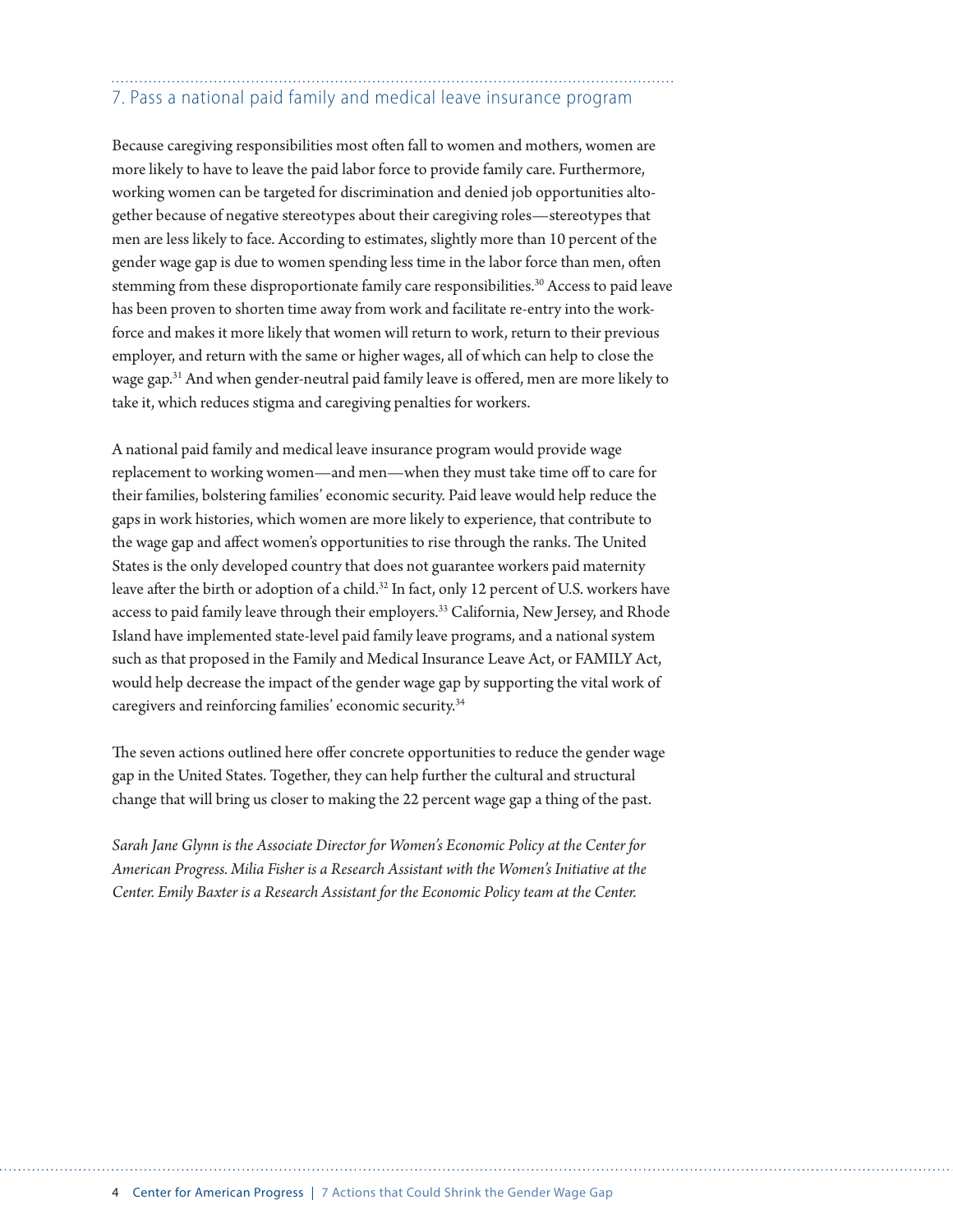## 7. Pass a national paid family and medical leave insurance program

Because caregiving responsibilities most often fall to women and mothers, women are more likely to have to leave the paid labor force to provide family care. Furthermore, working women can be targeted for discrimination and denied job opportunities altogether because of negative stereotypes about their caregiving roles—stereotypes that men are less likely to face. According to estimates, slightly more than 10 percent of the gender wage gap is due to women spending less time in the labor force than men, often stemming from these disproportionate family care responsibilities.[30] Access to paid leave has been proven to shorten time away from work and facilitate re-entry into the workforce and makes it more likely that women will return to work, return to their previous employer, and return with the same or higher wages, all of which can help to close the wage gap.[31] And when gender-neutral paid family leave is offered, men are more likely to take it, which reduces stigma and caregiving penalties for workers.

A national paid family and medical leave insurance program would provide wage replacement to working women—and men—when they must take time off to care for their families, bolstering families' economic security. Paid leave would help reduce the gaps in work histories, which women are more likely to experience, that contribute to the wage gap and affect women's opportunities to rise through the ranks. The United States is the only developed country that does not guarantee workers paid maternity leave after the birth or adoption of a child.[32] In fact, only 12 percent of U.S. workers have access to paid family leave through their employers.[33] California, New Jersey, and Rhode Island have implemented state-level paid family leave programs, and a national system such as that proposed in the Family and Medical Insurance Leave Act, or FAMILY Act, would help decrease the impact of the gender wage gap by supporting the vital work of caregivers and reinforcing families' economic security.[34]

The seven actions outlined here offer concrete opportunities to reduce the gender wage gap in the United States. Together, they can help further the cultural and structural change that will bring us closer to making the 22 percent wage gap a thing of the past.

*Sarah Jane Glynn is the Associate Director for Women's Economic Policy at the Center for American Progress. Milia Fisher is a Research Assistant with the Women's Initiative at the Center. Emily Baxter is a Research Assistant for the Economic Policy team at the Center.*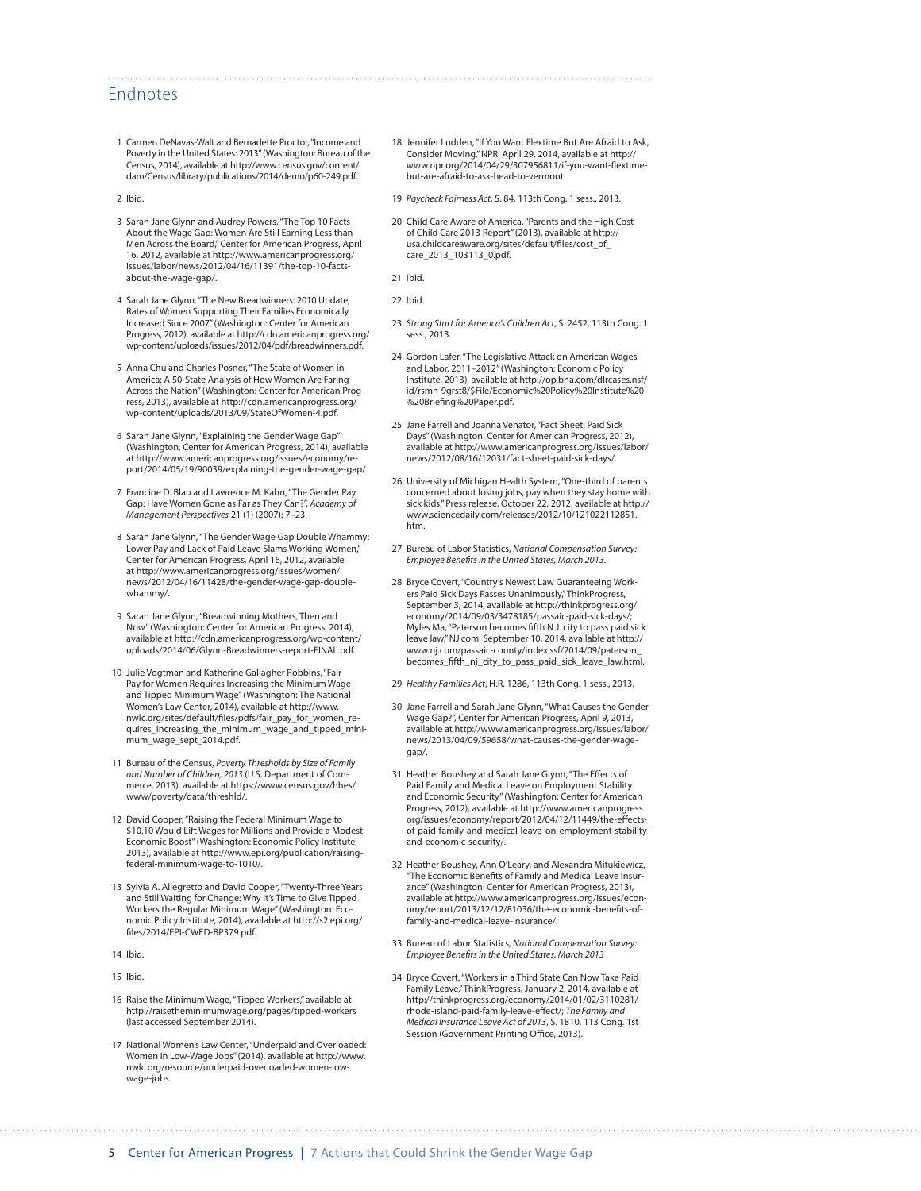## Endnotes

1 Carmen DeNavas-Walt and Bernadette Proctor, "Income and Poverty in the United States: 2013" (Washington: Bureau of the Census, 2014), available at http://www.census.gov/content/dam/Census/library/publications/2014/demo/p60-249.pdf.

2 Ibid.

3 Sarah Jane Glynn and Audrey Powers, "The Top 10 Facts About the Wage Gap: Women Are Still Earning Less than Men Across the Board," Center for American Progress, April 16, 2012, available at http://www.americanprogress.org/issues/labor/news/2012/04/16/11391/the-top-10-facts-about-the-wage-gap/.

4 Sarah Jane Glynn, "The New Breadwinners: 2010 Update, Rates of Women Supporting Their Families Economically Increased Since 2007" (Washington: Center for American Progress, 2012), available at http://cdn.americanprogress.org/wp-content/uploads/issues/2012/04/pdf/breadwinners.pdf.

5 Anna Chu and Charles Posner, "The State of Women in America: A 50-State Analysis of How Women Are Faring Across the Nation" (Washington: Center for American Progress, 2013), available at http://cdn.americanprogress.org/wp-content/uploads/2013/09/StateOfWomen-4.pdf.

6 Sarah Jane Glynn, "Explaining the Gender Wage Gap" (Washington, Center for American Progress, 2014), available at http://www.americanprogress.org/issues/economy/report/2014/05/19/90039/explaining-the-gender-wage-gap/.

7 Francine D. Blau and Lawrence M. Kahn, "The Gender Pay Gap: Have Women Gone as Far as They Can?", *Academy of Management Perspectives* 21 (1) (2007): 7–23.

8 Sarah Jane Glynn, "The Gender Wage Gap Double Whammy: Lower Pay and Lack of Paid Leave Slams Working Women," Center for American Progress, April 16, 2012, available at http://www.americanprogress.org/issues/women/news/2012/04/16/11428/the-gender-wage-gap-double-whammy/.

9 Sarah Jane Glynn, "Breadwinning Mothers, Then and Now" (Washington: Center for American Progress, 2014), available at http://cdn.americanprogress.org/wp-content/uploads/2014/06/Glynn-Breadwinners-report-FINAL.pdf.

10 Julie Vogtman and Katherine Gallagher Robbins, "Fair Pay for Women Requires Increasing the Minimum Wage and Tipped Minimum Wage" (Washington: The National Women's Law Center, 2014), available at http://www.nwlc.org/sites/default/files/pdfs/fair_pay_for_women_requires_increasing_the_minimum_wage_and_tipped_minimum_wage_sept_2014.pdf.

11 Bureau of the Census, *Poverty Thresholds by Size of Family and Number of Children, 2013* (U.S. Department of Commerce, 2013), available at https://www.census.gov/hhes/www/poverty/data/threshld/.

12 David Cooper, "Raising the Federal Minimum Wage to $10.10 Would Lift Wages for Millions and Provide a Modest Economic Boost" (Washington: Economic Policy Institute, 2013), available at http://www.epi.org/publication/raising-federal-minimum-wage-to-1010/.

13 Sylvia A. Allegretto and David Cooper, "Twenty-Three Years and Still Waiting for Change: Why It's Time to Give Tipped Workers the Regular Minimum Wage" (Washington: Economic Policy Institute, 2014), available at http://s2.epi.org/files/2014/EPI-CWED-BP379.pdf.

14 Ibid.

15 Ibid.

16 Raise the Minimum Wage, "Tipped Workers," available at http://raisetheminimumwage.org/pages/tipped-workers (last accessed September 2014).

17 National Women's Law Center, "Underpaid and Overloaded: Women in Low-Wage Jobs" (2014), available at http://www.nwlc.org/resource/underpaid-overloaded-women-low-wage-jobs.

18 Jennifer Ludden, "If You Want Flextime But Are Afraid to Ask, Consider Moving," NPR, April 29, 2014, available at http://www.npr.org/2014/04/29/307956811/if-you-want-flextime-but-are-afraid-to-ask-head-to-vermont.

19 *Paycheck Fairness Act*, S. 84, 113th Cong. 1 sess., 2013.

20 Child Care Aware of America, "Parents and the High Cost of Child Care 2013 Report" (2013), available at http://usa.childcareaware.org/sites/default/files/cost_of_care_2013_103113_0.pdf.

21 Ibid.

22 Ibid.

23 *Strong Start for America's Children Act*, S. 2452, 113th Cong. 1 sess., 2013.

24 Gordon Lafer, "The Legislative Attack on American Wages and Labor, 2011–2012" (Washington: Economic Policy Institute, 2013), available at http://op.bna.com/dlrcases.nsf/id/rsmh-9grst8/$File/Economic%20Policy%20Institute%20%20Briefing%20Paper.pdf.

25 Jane Farrell and Joanna Venator, "Fact Sheet: Paid Sick Days" (Washington: Center for American Progress, 2012), available at http://www.americanprogress.org/issues/labor/news/2012/08/16/12031/fact-sheet-paid-sick-days/.

26 University of Michigan Health System, "One-third of parents concerned about losing jobs, pay when they stay home with sick kids," Press release, October 22, 2012, available at http://www.sciencedaily.com/releases/2012/10/121022112851.htm.

27 Bureau of Labor Statistics, *National Compensation Survey: Employee Benefits in the United States, March 2013*.

28 Bryce Covert, "Country's Newest Law Guaranteeing Workers Paid Sick Days Passes Unanimously," ThinkProgress, September 3, 2014, available at http://thinkprogress.org/economy/2014/09/03/3478185/passaic-paid-sick-days/; Myles Ma, "Paterson becomes fifth N.J. city to pass paid sick leave law," NJ.com, September 10, 2014, available at http://www.nj.com/passaic-county/index.ssf/2014/09/paterson_becomes_fifth_nj_city_to_pass_paid_sick_leave_law.html.

29 *Healthy Families Act*, H.R. 1286, 113th Cong. 1 sess., 2013.

30 Jane Farrell and Sarah Jane Glynn, "What Causes the Gender Wage Gap?", Center for American Progress, April 9, 2013, available at http://www.americanprogress.org/issues/labor/news/2013/04/09/59658/what-causes-the-gender-wage-gap/.

31 Heather Boushey and Sarah Jane Glynn, "The Effects of Paid Family and Medical Leave on Employment Stability and Economic Security" (Washington: Center for American Progress, 2012), available at http://www.americanprogress.org/issues/economy/report/2012/04/12/11449/the-effects-of-paid-family-and-medical-leave-on-employment-stability-and-economic-security/.

32 Heather Boushey, Ann O'Leary, and Alexandra Mitukiewicz, "The Economic Benefits of Family and Medical Leave Insurance" (Washington: Center for American Progress, 2013), available at http://www.americanprogress.org/issues/economy/report/2013/12/12/81036/the-economic-benefits-of-family-and-medical-leave-insurance/.

33 Bureau of Labor Statistics, *National Compensation Survey: Employee Benefits in the United States, March 2013*

34 Bryce Covert, "Workers in a Third State Can Now Take Paid Family Leave," ThinkProgress, January 2, 2014, available at http://thinkprogress.org/economy/2014/01/02/3110281/rhode-island-paid-family-leave-effect/; *The Family and Medical Insurance Leave Act of 2013*, S. 1810, 113 Cong. 1st Session (Government Printing Office, 2013).